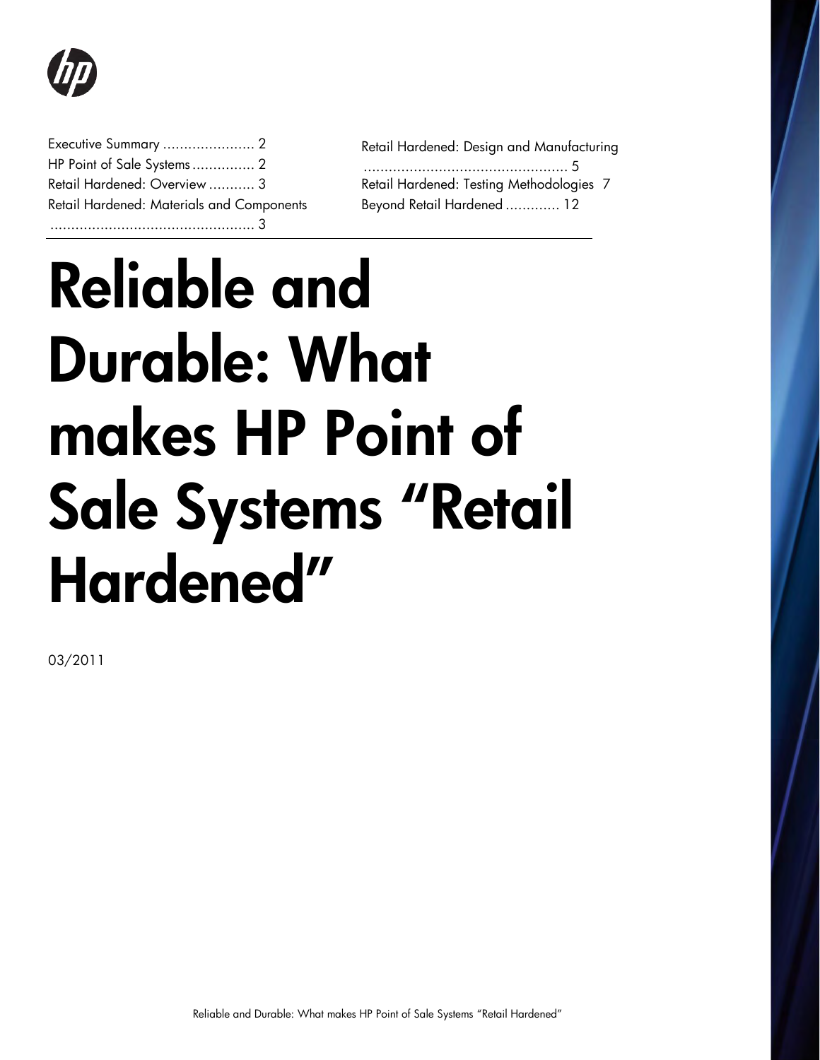Executive Summary ...................... 2
HP Point of Sale Systems ............... 2
Retail Hardened: Overview ........... 3
Retail Hardened: Materials and Components ................................................ 3
Retail Hardened: Design and Manufacturing ................................................ 5
Retail Hardened: Testing Methodologies 7
Beyond Retail Hardened ............. 12

# Reliable and Durable: What makes HP Point of Sale Systems "Retail Hardened"

03/2011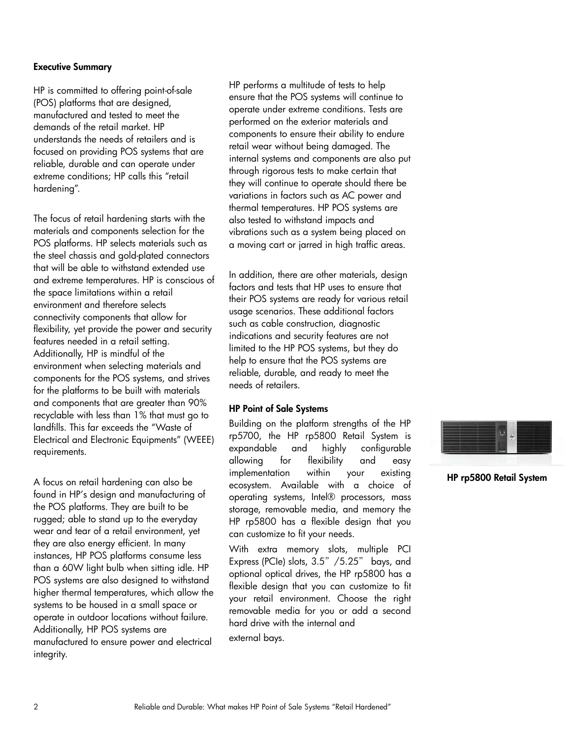## Executive Summary

HP is committed to offering point-of-sale (POS) platforms that are designed, manufactured and tested to meet the demands of the retail market. HP understands the needs of retailers and is focused on providing POS systems that are reliable, durable and can operate under extreme conditions; HP calls this "retail hardening".

The focus of retail hardening starts with the materials and components selection for the POS platforms. HP selects materials such as the steel chassis and gold-plated connectors that will be able to withstand extended use and extreme temperatures. HP is conscious of the space limitations within a retail environment and therefore selects connectivity components that allow for flexibility, yet provide the power and security features needed in a retail setting. Additionally, HP is mindful of the environment when selecting materials and components for the POS systems, and strives for the platforms to be built with materials and components that are greater than 90% recyclable with less than 1% that must go to landfills. This far exceeds the "Waste of Electrical and Electronic Equipments" (WEEE) requirements.

A focus on retail hardening can also be found in HP's design and manufacturing of the POS platforms. They are built to be rugged; able to stand up to the everyday wear and tear of a retail environment, yet they are also energy efficient. In many instances, HP POS platforms consume less than a 60W light bulb when sitting idle. HP POS systems are also designed to withstand higher thermal temperatures, which allow the systems to be housed in a small space or operate in outdoor locations without failure. Additionally, HP POS systems are manufactured to ensure power and electrical integrity.

HP performs a multitude of tests to help ensure that the POS systems will continue to operate under extreme conditions. Tests are performed on the exterior materials and components to ensure their ability to endure retail wear without being damaged. The internal systems and components are also put through rigorous tests to make certain that they will continue to operate should there be variations in factors such as AC power and thermal temperatures. HP POS systems are also tested to withstand impacts and vibrations such as a system being placed on a moving cart or jarred in high traffic areas.

In addition, there are other materials, design factors and tests that HP uses to ensure that their POS systems are ready for various retail usage scenarios. These additional factors such as cable construction, diagnostic indications and security features are not limited to the HP POS systems, but they do help to ensure that the POS systems are reliable, durable, and ready to meet the needs of retailers.

## HP Point of Sale Systems

Building on the platform strengths of the HP rp5700, the HP rp5800 Retail System is expandable and highly configurable allowing for flexibility and easy implementation within your existing ecosystem. Available with a choice of operating systems, Intel® processors, mass storage, removable media, and memory the HP rp5800 has a flexible design that you can customize to fit your needs.

With extra memory slots, multiple PCI Express (PCIe) slots, 3.5" /5.25" bays, and optional optical drives, the HP rp5800 has a flexible design that you can customize to fit your retail environment. Choose the right removable media for you or add a second hard drive with the internal and external bays.

**HP rp5800 Retail System**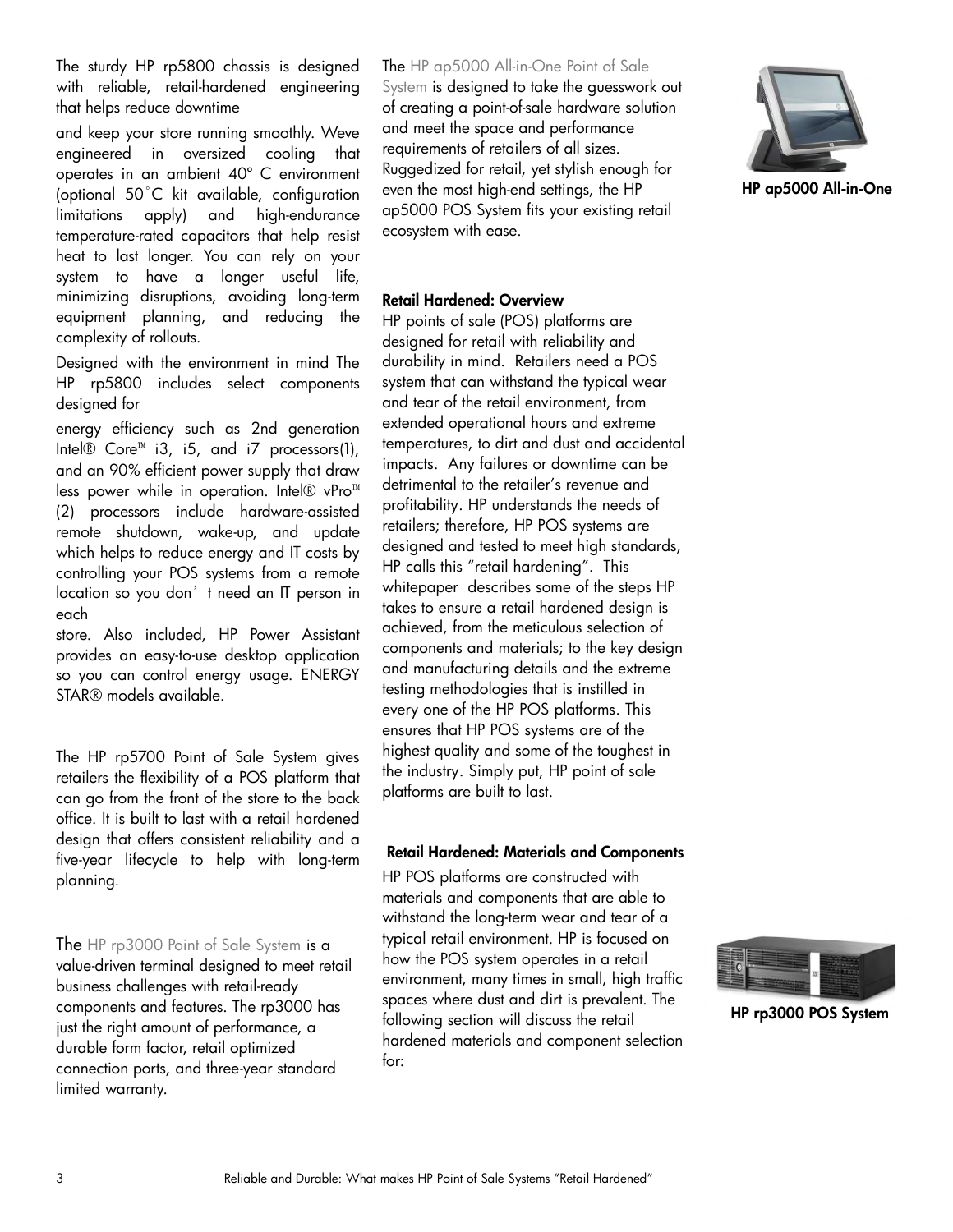The sturdy HP rp5800 chassis is designed with reliable, retail-hardened engineering that helps reduce downtime

and keep your store running smoothly. Weve engineered in oversized cooling that operates in an ambient 40° C environment (optional 50°C kit available, configuration limitations apply) and high-endurance temperature-rated capacitors that help resist heat to last longer. You can rely on your system to have a longer useful life, minimizing disruptions, avoiding long-term equipment planning, and reducing the complexity of rollouts.

Designed with the environment in mind The HP rp5800 includes select components designed for

energy efficiency such as 2nd generation Intel® Core™ i3, i5, and i7 processors(1), and an 90% efficient power supply that draw less power while in operation. Intel® vPro™ (2) processors include hardware-assisted remote shutdown, wake-up, and update which helps to reduce energy and IT costs by controlling your POS systems from a remote location so you don't need an IT person in each

store. Also included, HP Power Assistant provides an easy-to-use desktop application so you can control energy usage. ENERGY STAR® models available.

The HP rp5700 Point of Sale System gives retailers the flexibility of a POS platform that can go from the front of the store to the back office. It is built to last with a retail hardened design that offers consistent reliability and a five-year lifecycle to help with long-term planning.

The HP rp3000 Point of Sale System is a value-driven terminal designed to meet retail business challenges with retail-ready components and features. The rp3000 has just the right amount of performance, a durable form factor, retail optimized connection ports, and three-year standard limited warranty.

The HP ap5000 All-in-One Point of Sale System is designed to take the guesswork out of creating a point-of-sale hardware solution and meet the space and performance requirements of retailers of all sizes. Ruggedized for retail, yet stylish enough for even the most high-end settings, the HP ap5000 POS System fits your existing retail ecosystem with ease.

**HP ap5000 All-in-One**

### Retail Hardened: Overview

HP points of sale (POS) platforms are designed for retail with reliability and durability in mind. Retailers need a POS system that can withstand the typical wear and tear of the retail environment, from extended operational hours and extreme temperatures, to dirt and dust and accidental impacts. Any failures or downtime can be detrimental to the retailer's revenue and profitability. HP understands the needs of retailers; therefore, HP POS systems are designed and tested to meet high standards, HP calls this "retail hardening". This whitepaper describes some of the steps HP takes to ensure a retail hardened design is achieved, from the meticulous selection of components and materials; to the key design and manufacturing details and the extreme testing methodologies that is instilled in every one of the HP POS platforms. This ensures that HP POS systems are of the highest quality and some of the toughest in the industry. Simply put, HP point of sale platforms are built to last.

### Retail Hardened: Materials and Components

HP POS platforms are constructed with materials and components that are able to withstand the long-term wear and tear of a typical retail environment. HP is focused on how the POS system operates in a retail environment, many times in small, high traffic spaces where dust and dirt is prevalent. The following section will discuss the retail hardened materials and component selection for:

**HP rp3000 POS System**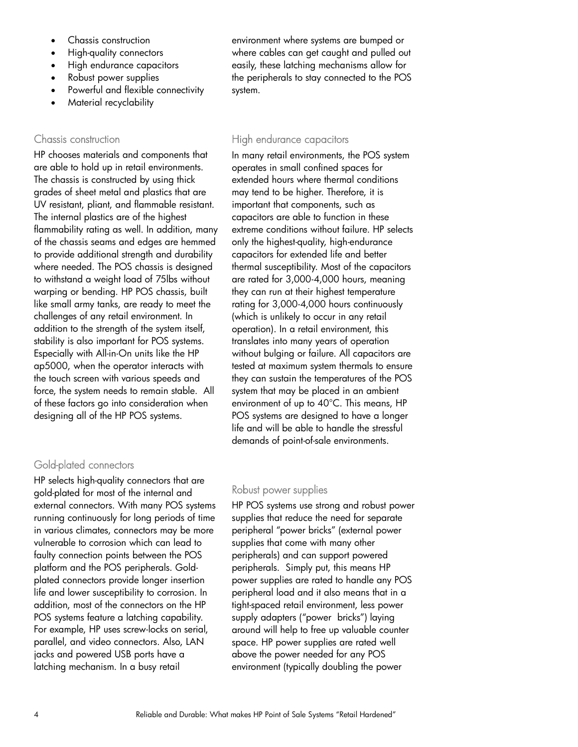- Chassis construction
- High-quality connectors
- High endurance capacitors
- Robust power supplies
- Powerful and flexible connectivity
- Material recyclability

### Chassis construction

HP chooses materials and components that are able to hold up in retail environments. The chassis is constructed by using thick grades of sheet metal and plastics that are UV resistant, pliant, and flammable resistant. The internal plastics are of the highest flammability rating as well. In addition, many of the chassis seams and edges are hemmed to provide additional strength and durability where needed. The POS chassis is designed to withstand a weight load of 75lbs without warping or bending. HP POS chassis, built like small army tanks, are ready to meet the challenges of any retail environment. In addition to the strength of the system itself, stability is also important for POS systems. Especially with All-in-On units like the HP ap5000, when the operator interacts with the touch screen with various speeds and force, the system needs to remain stable. All of these factors go into consideration when designing all of the HP POS systems.

### Gold-plated connectors

HP selects high-quality connectors that are gold-plated for most of the internal and external connectors. With many POS systems running continuously for long periods of time in various climates, connectors may be more vulnerable to corrosion which can lead to faulty connection points between the POS platform and the POS peripherals. Gold-plated connectors provide longer insertion life and lower susceptibility to corrosion. In addition, most of the connectors on the HP POS systems feature a latching capability. For example, HP uses screw-locks on serial, parallel, and video connectors. Also, LAN jacks and powered USB ports have a latching mechanism. In a busy retail environment where systems are bumped or where cables can get caught and pulled out easily, these latching mechanisms allow for the peripherals to stay connected to the POS system.

### High endurance capacitors

In many retail environments, the POS system operates in small confined spaces for extended hours where thermal conditions may tend to be higher. Therefore, it is important that components, such as capacitors are able to function in these extreme conditions without failure. HP selects only the highest-quality, high-endurance capacitors for extended life and better thermal susceptibility. Most of the capacitors are rated for 3,000-4,000 hours, meaning they can run at their highest temperature rating for 3,000-4,000 hours continuously (which is unlikely to occur in any retail operation). In a retail environment, this translates into many years of operation without bulging or failure. All capacitors are tested at maximum system thermals to ensure they can sustain the temperatures of the POS system that may be placed in an ambient environment of up to 40°C. This means, HP POS systems are designed to have a longer life and will be able to handle the stressful demands of point-of-sale environments.

### Robust power supplies

HP POS systems use strong and robust power supplies that reduce the need for separate peripheral "power bricks" (external power supplies that come with many other peripherals) and can support powered peripherals. Simply put, this means HP power supplies are rated to handle any POS peripheral load and it also means that in a tight-spaced retail environment, less power supply adapters ("power bricks") laying around will help to free up valuable counter space. HP power supplies are rated well above the power needed for any POS environment (typically doubling the power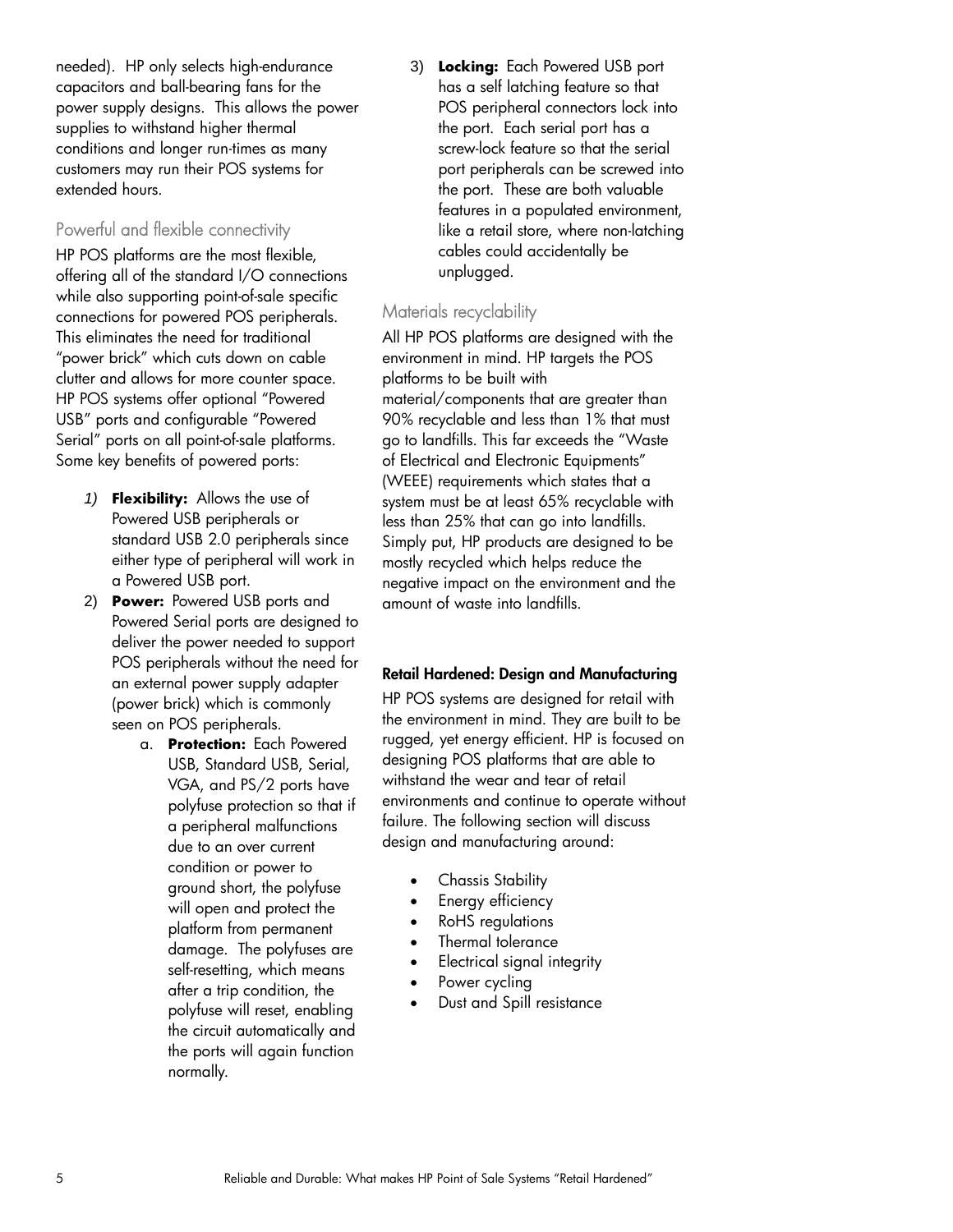needed). HP only selects high-endurance capacitors and ball-bearing fans for the power supply designs. This allows the power supplies to withstand higher thermal conditions and longer run-times as many customers may run their POS systems for extended hours.

## Powerful and flexible connectivity

HP POS platforms are the most flexible, offering all of the standard I/O connections while also supporting point-of-sale specific connections for powered POS peripherals. This eliminates the need for traditional "power brick" which cuts down on cable clutter and allows for more counter space. HP POS systems offer optional "Powered USB" ports and configurable "Powered Serial" ports on all point-of-sale platforms. Some key benefits of powered ports:

1) **Flexibility:** Allows the use of Powered USB peripherals or standard USB 2.0 peripherals since either type of peripheral will work in a Powered USB port.
2) **Power:** Powered USB ports and Powered Serial ports are designed to deliver the power needed to support POS peripherals without the need for an external power supply adapter (power brick) which is commonly seen on POS peripherals.
   a. **Protection:** Each Powered USB, Standard USB, Serial, VGA, and PS/2 ports have polyfuse protection so that if a peripheral malfunctions due to an over current condition or power to ground short, the polyfuse will open and protect the platform from permanent damage. The polyfuses are self-resetting, which means after a trip condition, the polyfuse will reset, enabling the circuit automatically and the ports will again function normally.
3) **Locking:** Each Powered USB port has a self latching feature so that POS peripheral connectors lock into the port. Each serial port has a screw-lock feature so that the serial port peripherals can be screwed into the port. These are both valuable features in a populated environment, like a retail store, where non-latching cables could accidentally be unplugged.

## Materials recyclability

All HP POS platforms are designed with the environment in mind. HP targets the POS platforms to be built with material/components that are greater than 90% recyclable and less than 1% that must go to landfills. This far exceeds the "Waste of Electrical and Electronic Equipments" (WEEE) requirements which states that a system must be at least 65% recyclable with less than 25% that can go into landfills. Simply put, HP products are designed to be mostly recycled which helps reduce the negative impact on the environment and the amount of waste into landfills.

# Retail Hardened: Design and Manufacturing

HP POS systems are designed for retail with the environment in mind. They are built to be rugged, yet energy efficient. HP is focused on designing POS platforms that are able to withstand the wear and tear of retail environments and continue to operate without failure. The following section will discuss design and manufacturing around:

- Chassis Stability
- Energy efficiency
- RoHS regulations
- Thermal tolerance
- Electrical signal integrity
- Power cycling
- Dust and Spill resistance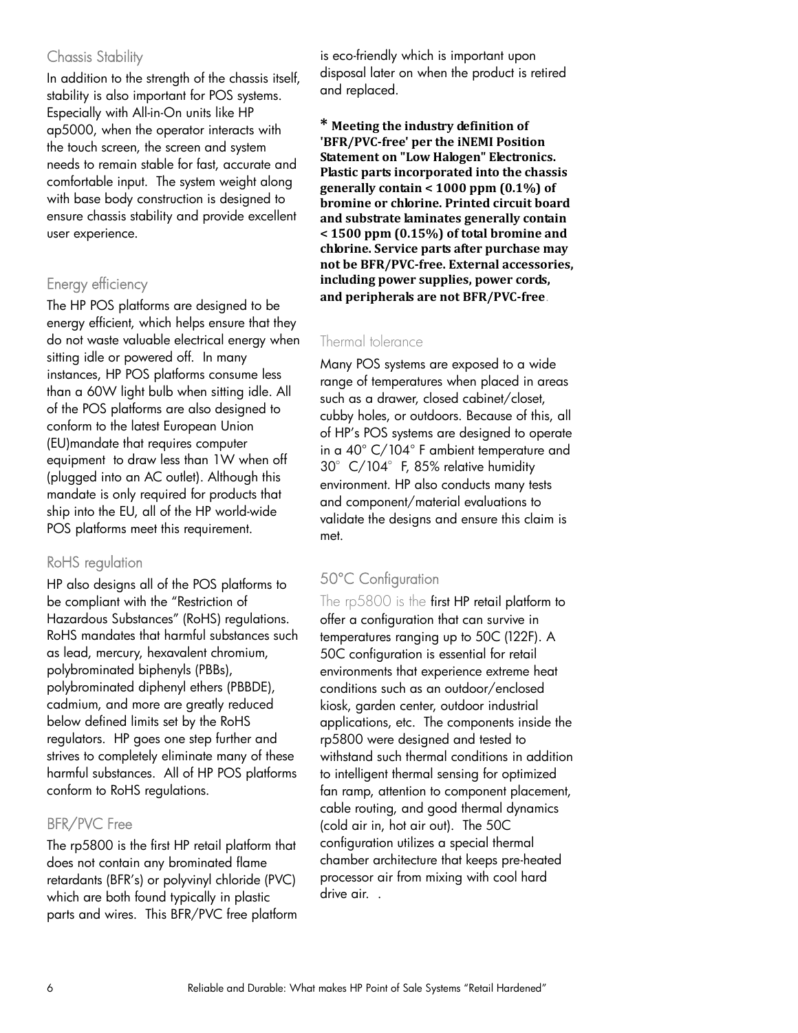## Chassis Stability

In addition to the strength of the chassis itself, stability is also important for POS systems. Especially with All-in-On units like HP ap5000, when the operator interacts with the touch screen, the screen and system needs to remain stable for fast, accurate and comfortable input. The system weight along with base body construction is designed to ensure chassis stability and provide excellent user experience.

## Energy efficiency

The HP POS platforms are designed to be energy efficient, which helps ensure that they do not waste valuable electrical energy when sitting idle or powered off. In many instances, HP POS platforms consume less than a 60W light bulb when sitting idle. All of the POS platforms are also designed to conform to the latest European Union (EU)mandate that requires computer equipment to draw less than 1W when off (plugged into an AC outlet). Although this mandate is only required for products that ship into the EU, all of the HP world-wide POS platforms meet this requirement.

## RoHS regulation

HP also designs all of the POS platforms to be compliant with the "Restriction of Hazardous Substances" (RoHS) regulations. RoHS mandates that harmful substances such as lead, mercury, hexavalent chromium, polybrominated biphenyls (PBBs), polybrominated diphenyl ethers (PBBDE), cadmium, and more are greatly reduced below defined limits set by the RoHS regulators. HP goes one step further and strives to completely eliminate many of these harmful substances. All of HP POS platforms conform to RoHS regulations.

## BFR/PVC Free

The rp5800 is the first HP retail platform that does not contain any brominated flame retardants (BFR's) or polyvinyl chloride (PVC) which are both found typically in plastic parts and wires. This BFR/PVC free platform is eco-friendly which is important upon disposal later on when the product is retired and replaced.

**\* Meeting the industry definition of 'BFR/PVC-free' per the iNEMI Position Statement on "Low Halogen" Electronics. Plastic parts incorporated into the chassis generally contain < 1000 ppm (0.1%) of bromine or chlorine. Printed circuit board and substrate laminates generally contain < 1500 ppm (0.15%) of total bromine and chlorine. Service parts after purchase may not be BFR/PVC-free. External accessories, including power supplies, power cords, and peripherals are not BFR/PVC-free**.

## Thermal tolerance

Many POS systems are exposed to a wide range of temperatures when placed in areas such as a drawer, closed cabinet/closet, cubby holes, or outdoors. Because of this, all of HP's POS systems are designed to operate in a 40° C/104° F ambient temperature and 30° C/104° F, 85% relative humidity environment. HP also conducts many tests and component/material evaluations to validate the designs and ensure this claim is met.

## 50°C Configuration

The rp5800 is the first HP retail platform to offer a configuration that can survive in temperatures ranging up to 50C (122F). A 50C configuration is essential for retail environments that experience extreme heat conditions such as an outdoor/enclosed kiosk, garden center, outdoor industrial applications, etc. The components inside the rp5800 were designed and tested to withstand such thermal conditions in addition to intelligent thermal sensing for optimized fan ramp, attention to component placement, cable routing, and good thermal dynamics (cold air in, hot air out). The 50C configuration utilizes a special thermal chamber architecture that keeps pre-heated processor air from mixing with cool hard drive air. .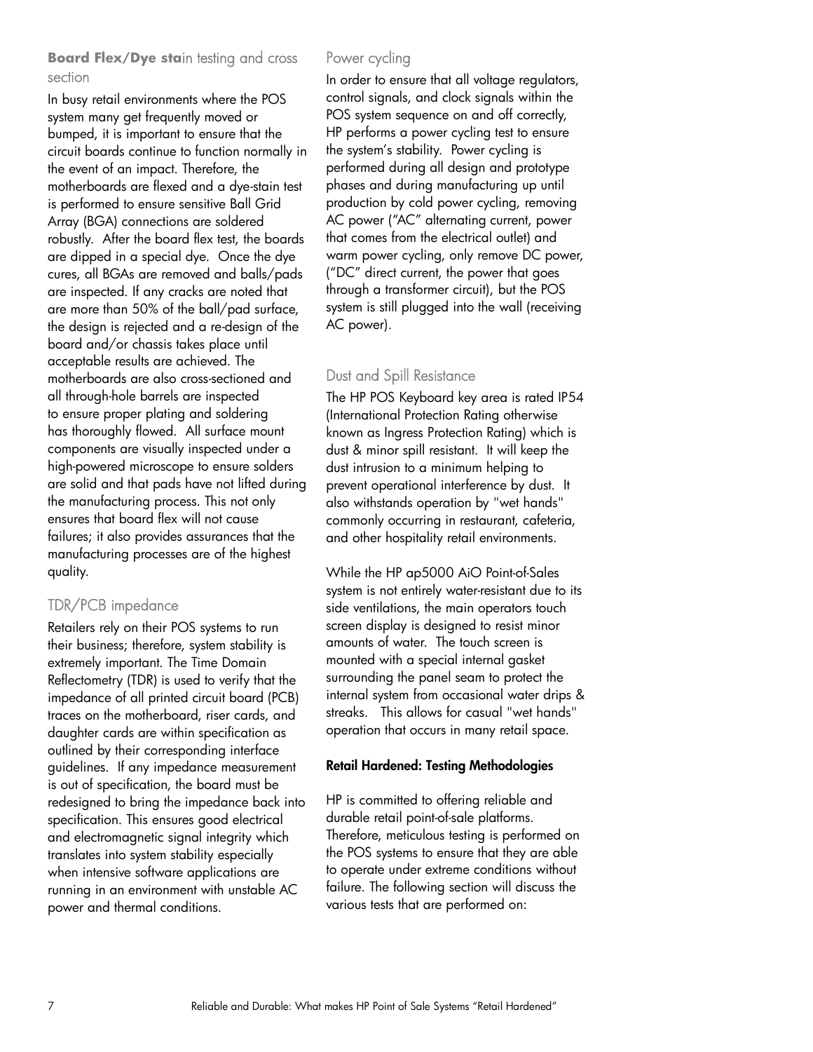## **Board Flex/Dye sta**in testing and cross section

In busy retail environments where the POS system many get frequently moved or bumped, it is important to ensure that the circuit boards continue to function normally in the event of an impact. Therefore, the motherboards are flexed and a dye-stain test is performed to ensure sensitive Ball Grid Array (BGA) connections are soldered robustly. After the board flex test, the boards are dipped in a special dye. Once the dye cures, all BGAs are removed and balls/pads are inspected. If any cracks are noted that are more than 50% of the ball/pad surface, the design is rejected and a re-design of the board and/or chassis takes place until acceptable results are achieved. The motherboards are also cross-sectioned and all through-hole barrels are inspected to ensure proper plating and soldering has thoroughly flowed. All surface mount components are visually inspected under a high-powered microscope to ensure solders are solid and that pads have not lifted during the manufacturing process. This not only ensures that board flex will not cause failures; it also provides assurances that the manufacturing processes are of the highest quality.

## TDR/PCB impedance

Retailers rely on their POS systems to run their business; therefore, system stability is extremely important. The Time Domain Reflectometry (TDR) is used to verify that the impedance of all printed circuit board (PCB) traces on the motherboard, riser cards, and daughter cards are within specification as outlined by their corresponding interface guidelines. If any impedance measurement is out of specification, the board must be redesigned to bring the impedance back into specification. This ensures good electrical and electromagnetic signal integrity which translates into system stability especially when intensive software applications are running in an environment with unstable AC power and thermal conditions.

## Power cycling

In order to ensure that all voltage regulators, control signals, and clock signals within the POS system sequence on and off correctly, HP performs a power cycling test to ensure the system's stability. Power cycling is performed during all design and prototype phases and during manufacturing up until production by cold power cycling, removing AC power ("AC" alternating current, power that comes from the electrical outlet) and warm power cycling, only remove DC power, ("DC" direct current, the power that goes through a transformer circuit), but the POS system is still plugged into the wall (receiving AC power).

## Dust and Spill Resistance

The HP POS Keyboard key area is rated IP54 (International Protection Rating otherwise known as Ingress Protection Rating) which is dust & minor spill resistant. It will keep the dust intrusion to a minimum helping to prevent operational interference by dust. It also withstands operation by "wet hands" commonly occurring in restaurant, cafeteria, and other hospitality retail environments.

While the HP ap5000 AiO Point-of-Sales system is not entirely water-resistant due to its side ventilations, the main operators touch screen display is designed to resist minor amounts of water. The touch screen is mounted with a special internal gasket surrounding the panel seam to protect the internal system from occasional water drips & streaks. This allows for casual "wet hands" operation that occurs in many retail space.

### Retail Hardened: Testing Methodologies

HP is committed to offering reliable and durable retail point-of-sale platforms. Therefore, meticulous testing is performed on the POS systems to ensure that they are able to operate under extreme conditions without failure. The following section will discuss the various tests that are performed on: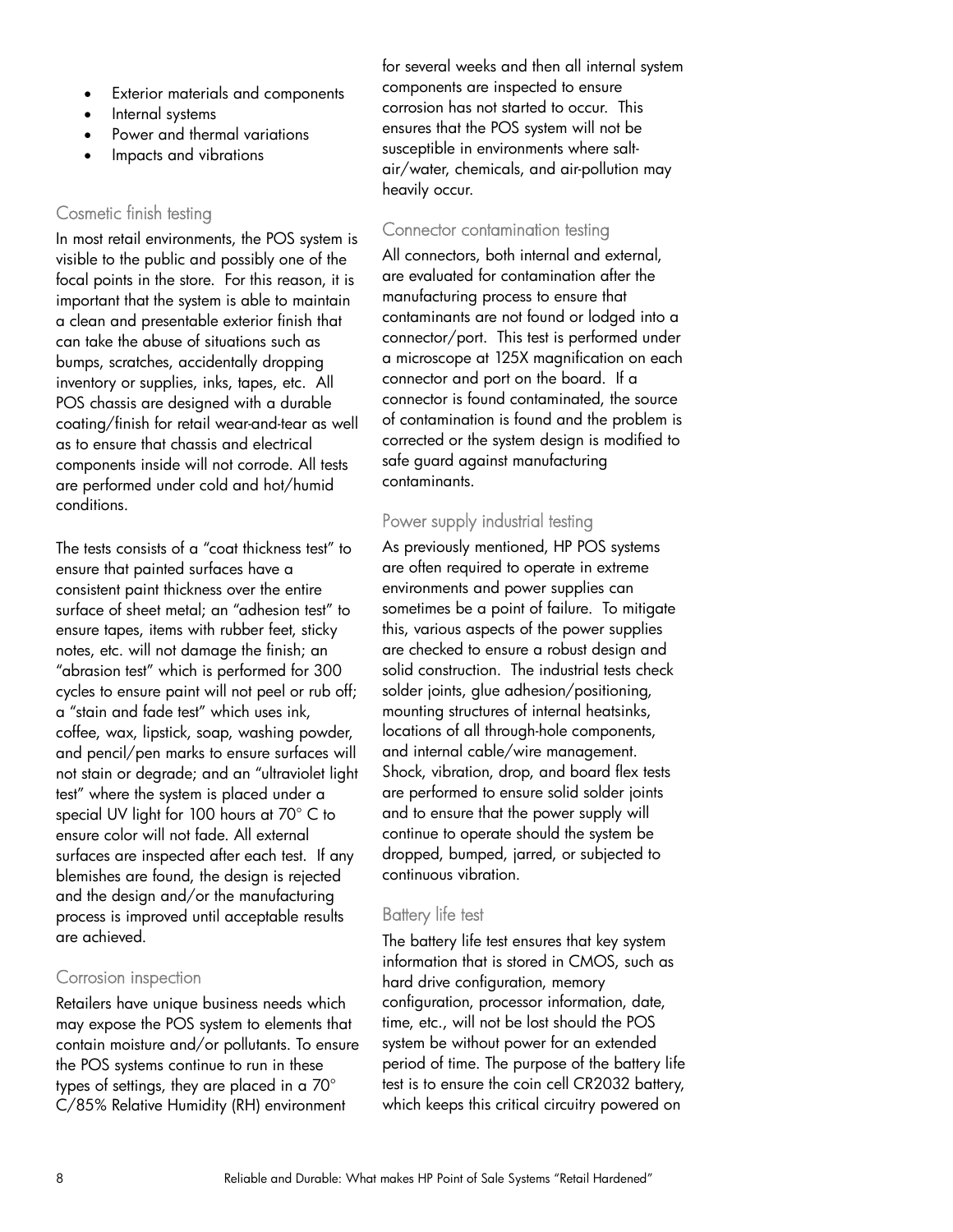- Exterior materials and components
- Internal systems
- Power and thermal variations
- Impacts and vibrations

### Cosmetic finish testing

In most retail environments, the POS system is visible to the public and possibly one of the focal points in the store. For this reason, it is important that the system is able to maintain a clean and presentable exterior finish that can take the abuse of situations such as bumps, scratches, accidentally dropping inventory or supplies, inks, tapes, etc. All POS chassis are designed with a durable coating/finish for retail wear-and-tear as well as to ensure that chassis and electrical components inside will not corrode. All tests are performed under cold and hot/humid conditions.

The tests consists of a "coat thickness test" to ensure that painted surfaces have a consistent paint thickness over the entire surface of sheet metal; an "adhesion test" to ensure tapes, items with rubber feet, sticky notes, etc. will not damage the finish; an "abrasion test" which is performed for 300 cycles to ensure paint will not peel or rub off; a "stain and fade test" which uses ink, coffee, wax, lipstick, soap, washing powder, and pencil/pen marks to ensure surfaces will not stain or degrade; and an "ultraviolet light test" where the system is placed under a special UV light for 100 hours at 70° C to ensure color will not fade. All external surfaces are inspected after each test. If any blemishes are found, the design is rejected and the design and/or the manufacturing process is improved until acceptable results are achieved.

### Corrosion inspection

Retailers have unique business needs which may expose the POS system to elements that contain moisture and/or pollutants. To ensure the POS systems continue to run in these types of settings, they are placed in a 70° C/85% Relative Humidity (RH) environment for several weeks and then all internal system components are inspected to ensure corrosion has not started to occur. This ensures that the POS system will not be susceptible in environments where salt-air/water, chemicals, and air-pollution may heavily occur.

### Connector contamination testing

All connectors, both internal and external, are evaluated for contamination after the manufacturing process to ensure that contaminants are not found or lodged into a connector/port. This test is performed under a microscope at 125X magnification on each connector and port on the board. If a connector is found contaminated, the source of contamination is found and the problem is corrected or the system design is modified to safe guard against manufacturing contaminants.

### Power supply industrial testing

As previously mentioned, HP POS systems are often required to operate in extreme environments and power supplies can sometimes be a point of failure. To mitigate this, various aspects of the power supplies are checked to ensure a robust design and solid construction. The industrial tests check solder joints, glue adhesion/positioning, mounting structures of internal heatsinks, locations of all through-hole components, and internal cable/wire management. Shock, vibration, drop, and board flex tests are performed to ensure solid solder joints and to ensure that the power supply will continue to operate should the system be dropped, bumped, jarred, or subjected to continuous vibration.

### Battery life test

The battery life test ensures that key system information that is stored in CMOS, such as hard drive configuration, memory configuration, processor information, date, time, etc., will not be lost should the POS system be without power for an extended period of time. The purpose of the battery life test is to ensure the coin cell CR2032 battery, which keeps this critical circuitry powered on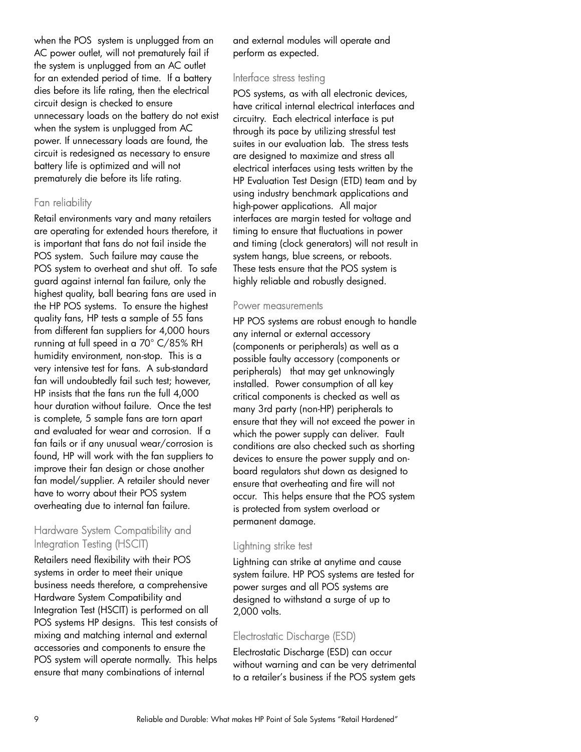when the POS  system is unplugged from an AC power outlet, will not prematurely fail if the system is unplugged from an AC outlet for an extended period of time.  If a battery dies before its life rating, then the electrical circuit design is checked to ensure unnecessary loads on the battery do not exist when the system is unplugged from AC power. If unnecessary loads are found, the circuit is redesigned as necessary to ensure battery life is optimized and will not prematurely die before its life rating.

### Fan reliability

Retail environments vary and many retailers are operating for extended hours therefore, it is important that fans do not fail inside the POS system.  Such failure may cause the POS system to overheat and shut off.  To safe guard against internal fan failure, only the highest quality, ball bearing fans are used in the HP POS systems.  To ensure the highest quality fans, HP tests a sample of 55 fans from different fan suppliers for 4,000 hours running at full speed in a 70° C/85% RH humidity environment, non-stop.  This is a very intensive test for fans.  A sub-standard fan will undoubtedly fail such test; however, HP insists that the fans run the full 4,000 hour duration without failure.  Once the test is complete, 5 sample fans are torn apart and evaluated for wear and corrosion.  If a fan fails or if any unusual wear/corrosion is found, HP will work with the fan suppliers to improve their fan design or chose another fan model/supplier. A retailer should never have to worry about their POS system overheating due to internal fan failure.

### Hardware System Compatibility and Integration Testing (HSCIT)

Retailers need flexibility with their POS systems in order to meet their unique business needs therefore, a comprehensive Hardware System Compatibility and Integration Test (HSCIT) is performed on all POS systems HP designs.  This test consists of mixing and matching internal and external accessories and components to ensure the POS system will operate normally.  This helps ensure that many combinations of internal and external modules will operate and perform as expected.

### Interface stress testing

POS systems, as with all electronic devices, have critical internal electrical interfaces and circuitry.  Each electrical interface is put through its pace by utilizing stressful test suites in our evaluation lab.  The stress tests are designed to maximize and stress all electrical interfaces using tests written by the HP Evaluation Test Design (ETD) team and by using industry benchmark applications and high-power applications.  All major interfaces are margin tested for voltage and timing to ensure that fluctuations in power and timing (clock generators) will not result in system hangs, blue screens, or reboots.  These tests ensure that the POS system is highly reliable and robustly designed.

### Power measurements

HP POS systems are robust enough to handle any internal or external accessory (components or peripherals) as well as a possible faulty accessory (components or peripherals)   that may get unknowingly installed.  Power consumption of all key critical components is checked as well as many 3rd party (non-HP) peripherals to ensure that they will not exceed the power in which the power supply can deliver.  Fault conditions are also checked such as shorting devices to ensure the power supply and on-board regulators shut down as designed to ensure that overheating and fire will not occur.  This helps ensure that the POS system is protected from system overload or permanent damage.

### Lightning strike test

Lightning can strike at anytime and cause system failure. HP POS systems are tested for power surges and all POS systems are designed to withstand a surge of up to 2,000 volts.

### Electrostatic Discharge (ESD)

Electrostatic Discharge (ESD) can occur without warning and can be very detrimental to a retailer's business if the POS system gets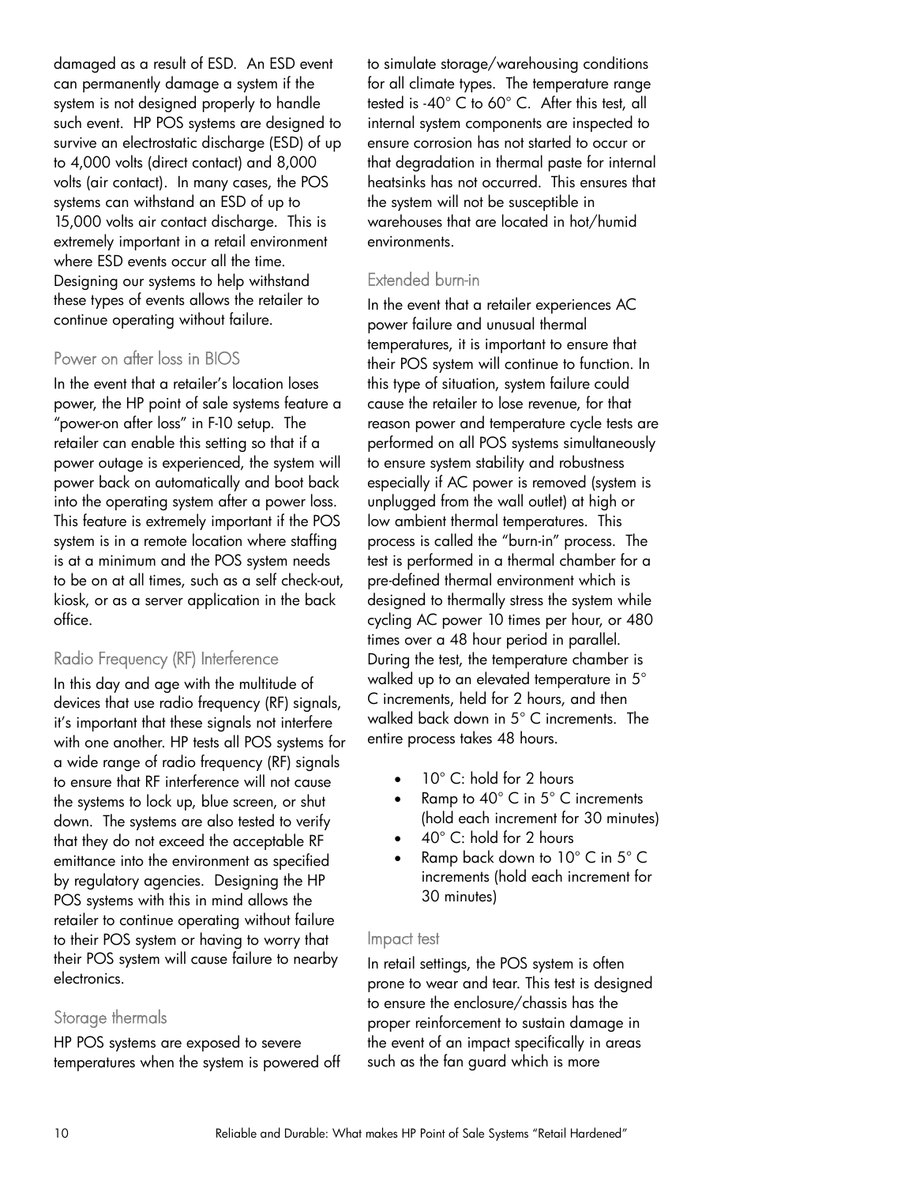damaged as a result of ESD. An ESD event can permanently damage a system if the system is not designed properly to handle such event. HP POS systems are designed to survive an electrostatic discharge (ESD) of up to 4,000 volts (direct contact) and 8,000 volts (air contact). In many cases, the POS systems can withstand an ESD of up to 15,000 volts air contact discharge. This is extremely important in a retail environment where ESD events occur all the time. Designing our systems to help withstand these types of events allows the retailer to continue operating without failure.

### Power on after loss in BIOS

In the event that a retailer's location loses power, the HP point of sale systems feature a "power-on after loss" in F-10 setup. The retailer can enable this setting so that if a power outage is experienced, the system will power back on automatically and boot back into the operating system after a power loss. This feature is extremely important if the POS system is in a remote location where staffing is at a minimum and the POS system needs to be on at all times, such as a self check-out, kiosk, or as a server application in the back office.

### Radio Frequency (RF) Interference

In this day and age with the multitude of devices that use radio frequency (RF) signals, it's important that these signals not interfere with one another. HP tests all POS systems for a wide range of radio frequency (RF) signals to ensure that RF interference will not cause the systems to lock up, blue screen, or shut down. The systems are also tested to verify that they do not exceed the acceptable RF emittance into the environment as specified by regulatory agencies. Designing the HP POS systems with this in mind allows the retailer to continue operating without failure to their POS system or having to worry that their POS system will cause failure to nearby electronics.

### Storage thermals

HP POS systems are exposed to severe temperatures when the system is powered off to simulate storage/warehousing conditions for all climate types. The temperature range tested is -40° C to 60° C. After this test, all internal system components are inspected to ensure corrosion has not started to occur or that degradation in thermal paste for internal heatsinks has not occurred. This ensures that the system will not be susceptible in warehouses that are located in hot/humid environments.

### Extended burn-in

In the event that a retailer experiences AC power failure and unusual thermal temperatures, it is important to ensure that their POS system will continue to function. In this type of situation, system failure could cause the retailer to lose revenue, for that reason power and temperature cycle tests are performed on all POS systems simultaneously to ensure system stability and robustness especially if AC power is removed (system is unplugged from the wall outlet) at high or low ambient thermal temperatures. This process is called the "burn-in" process. The test is performed in a thermal chamber for a pre-defined thermal environment which is designed to thermally stress the system while cycling AC power 10 times per hour, or 480 times over a 48 hour period in parallel. During the test, the temperature chamber is walked up to an elevated temperature in 5° C increments, held for 2 hours, and then walked back down in 5° C increments. The entire process takes 48 hours.

- 10° C: hold for 2 hours
- Ramp to 40° C in 5° C increments (hold each increment for 30 minutes)
- 40° C: hold for 2 hours
- Ramp back down to 10° C in 5° C increments (hold each increment for 30 minutes)

### Impact test

In retail settings, the POS system is often prone to wear and tear. This test is designed to ensure the enclosure/chassis has the proper reinforcement to sustain damage in the event of an impact specifically in areas such as the fan guard which is more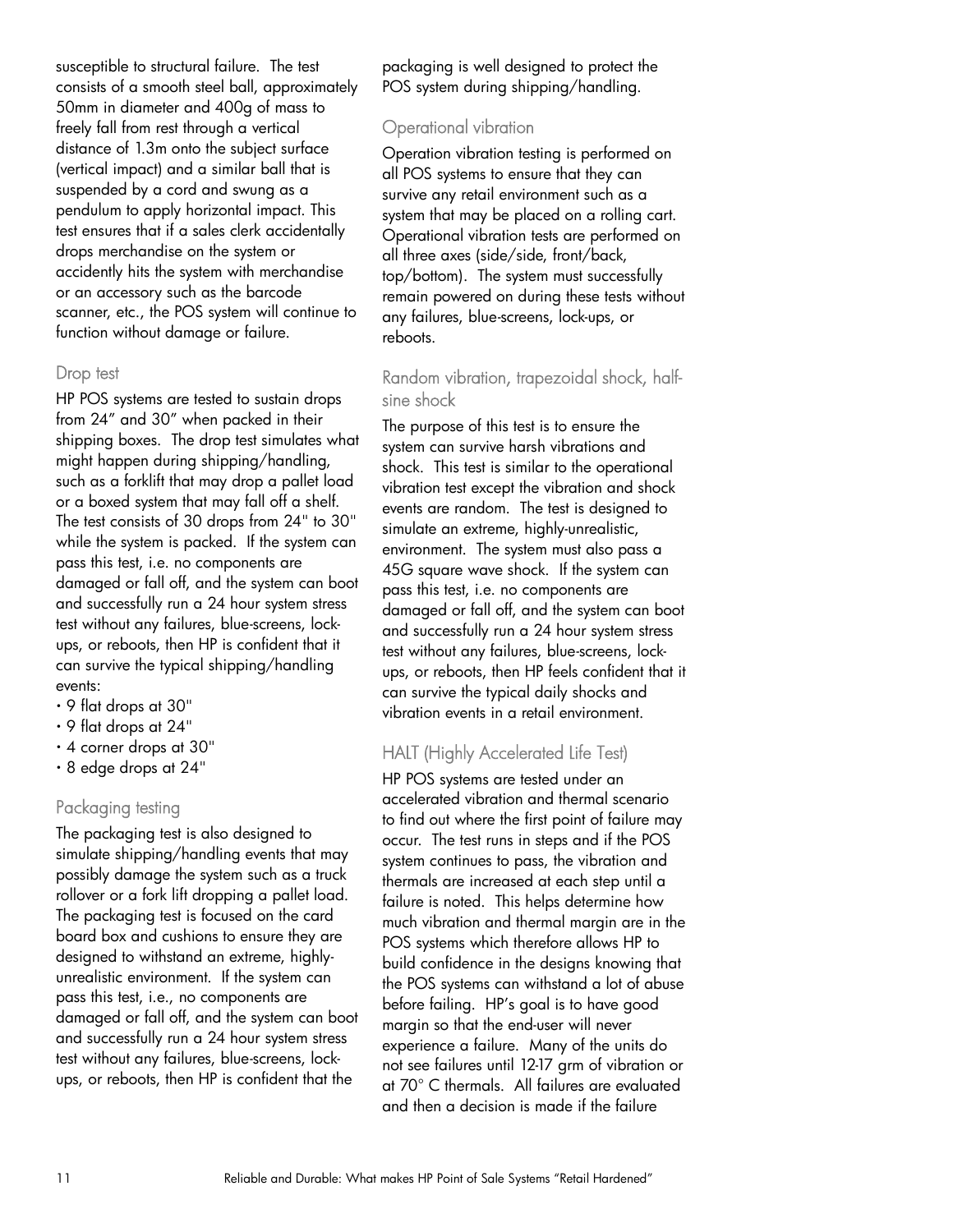susceptible to structural failure. The test consists of a smooth steel ball, approximately 50mm in diameter and 400g of mass to freely fall from rest through a vertical distance of 1.3m onto the subject surface (vertical impact) and a similar ball that is suspended by a cord and swung as a pendulum to apply horizontal impact. This test ensures that if a sales clerk accidentally drops merchandise on the system or accidently hits the system with merchandise or an accessory such as the barcode scanner, etc., the POS system will continue to function without damage or failure.

### Drop test

HP POS systems are tested to sustain drops from 24" and 30" when packed in their shipping boxes. The drop test simulates what might happen during shipping/handling, such as a forklift that may drop a pallet load or a boxed system that may fall off a shelf. The test consists of 30 drops from 24" to 30" while the system is packed. If the system can pass this test, i.e. no components are damaged or fall off, and the system can boot and successfully run a 24 hour system stress test without any failures, blue-screens, lock-ups, or reboots, then HP is confident that it can survive the typical shipping/handling events:

- 9 flat drops at 30"
- 9 flat drops at 24"
- 4 corner drops at 30"
- 8 edge drops at 24"

### Packaging testing

The packaging test is also designed to simulate shipping/handling events that may possibly damage the system such as a truck rollover or a fork lift dropping a pallet load. The packaging test is focused on the card board box and cushions to ensure they are designed to withstand an extreme, highly-unrealistic environment. If the system can pass this test, i.e., no components are damaged or fall off, and the system can boot and successfully run a 24 hour system stress test without any failures, blue-screens, lock-ups, or reboots, then HP is confident that the packaging is well designed to protect the POS system during shipping/handling.

### Operational vibration

Operation vibration testing is performed on all POS systems to ensure that they can survive any retail environment such as a system that may be placed on a rolling cart. Operational vibration tests are performed on all three axes (side/side, front/back, top/bottom). The system must successfully remain powered on during these tests without any failures, blue-screens, lock-ups, or reboots.

### Random vibration, trapezoidal shock, half-sine shock

The purpose of this test is to ensure the system can survive harsh vibrations and shock. This test is similar to the operational vibration test except the vibration and shock events are random. The test is designed to simulate an extreme, highly-unrealistic, environment. The system must also pass a 45G square wave shock. If the system can pass this test, i.e. no components are damaged or fall off, and the system can boot and successfully run a 24 hour system stress test without any failures, blue-screens, lock-ups, or reboots, then HP feels confident that it can survive the typical daily shocks and vibration events in a retail environment.

### HALT (Highly Accelerated Life Test)

HP POS systems are tested under an accelerated vibration and thermal scenario to find out where the first point of failure may occur. The test runs in steps and if the POS system continues to pass, the vibration and thermals are increased at each step until a failure is noted. This helps determine how much vibration and thermal margin are in the POS systems which therefore allows HP to build confidence in the designs knowing that the POS systems can withstand a lot of abuse before failing. HP's goal is to have good margin so that the end-user will never experience a failure. Many of the units do not see failures until 12-17 grm of vibration or at 70° C thermals. All failures are evaluated and then a decision is made if the failure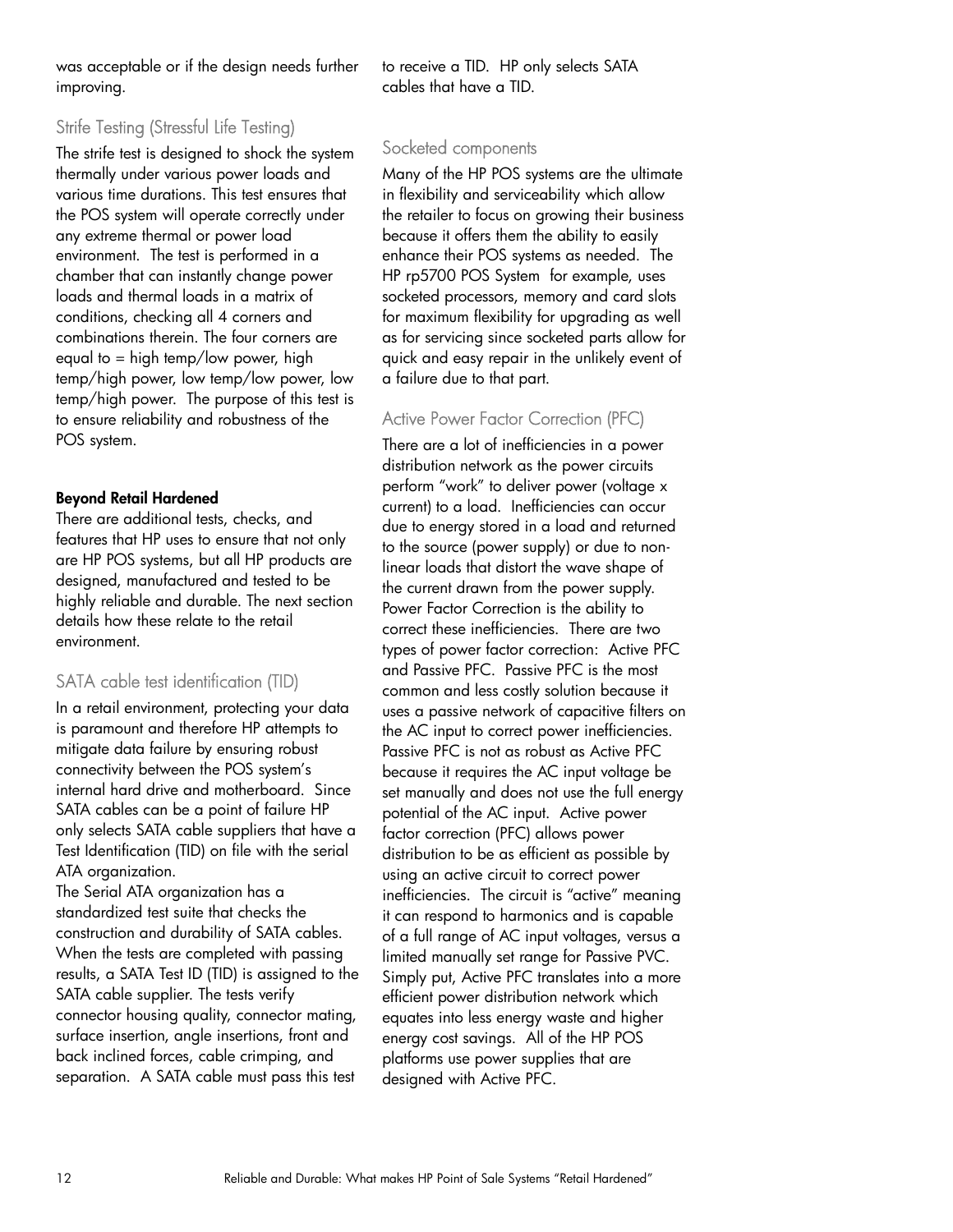was acceptable or if the design needs further improving.

### Strife Testing (Stressful Life Testing)

The strife test is designed to shock the system thermally under various power loads and various time durations. This test ensures that the POS system will operate correctly under any extreme thermal or power load environment. The test is performed in a chamber that can instantly change power loads and thermal loads in a matrix of conditions, checking all 4 corners and combinations therein. The four corners are equal to = high temp/low power, high temp/high power, low temp/low power, low temp/high power. The purpose of this test is to ensure reliability and robustness of the POS system.

**Beyond Retail Hardened**

There are additional tests, checks, and features that HP uses to ensure that not only are HP POS systems, but all HP products are designed, manufactured and tested to be highly reliable and durable. The next section details how these relate to the retail environment.

### SATA cable test identification (TID)

In a retail environment, protecting your data is paramount and therefore HP attempts to mitigate data failure by ensuring robust connectivity between the POS system's internal hard drive and motherboard. Since SATA cables can be a point of failure HP only selects SATA cable suppliers that have a Test Identification (TID) on file with the serial ATA organization.

The Serial ATA organization has a standardized test suite that checks the construction and durability of SATA cables. When the tests are completed with passing results, a SATA Test ID (TID) is assigned to the SATA cable supplier. The tests verify connector housing quality, connector mating, surface insertion, angle insertions, front and back inclined forces, cable crimping, and separation. A SATA cable must pass this test to receive a TID. HP only selects SATA cables that have a TID.

### Socketed components

Many of the HP POS systems are the ultimate in flexibility and serviceability which allow the retailer to focus on growing their business because it offers them the ability to easily enhance their POS systems as needed. The HP rp5700 POS System for example, uses socketed processors, memory and card slots for maximum flexibility for upgrading as well as for servicing since socketed parts allow for quick and easy repair in the unlikely event of a failure due to that part.

### Active Power Factor Correction (PFC)

There are a lot of inefficiencies in a power distribution network as the power circuits perform "work" to deliver power (voltage x current) to a load. Inefficiencies can occur due to energy stored in a load and returned to the source (power supply) or due to non-linear loads that distort the wave shape of the current drawn from the power supply. Power Factor Correction is the ability to correct these inefficiencies. There are two types of power factor correction: Active PFC and Passive PFC. Passive PFC is the most common and less costly solution because it uses a passive network of capacitive filters on the AC input to correct power inefficiencies. Passive PFC is not as robust as Active PFC because it requires the AC input voltage be set manually and does not use the full energy potential of the AC input. Active power factor correction (PFC) allows power distribution to be as efficient as possible by using an active circuit to correct power inefficiencies. The circuit is "active" meaning it can respond to harmonics and is capable of a full range of AC input voltages, versus a limited manually set range for Passive PVC. Simply put, Active PFC translates into a more efficient power distribution network which equates into less energy waste and higher energy cost savings. All of the HP POS platforms use power supplies that are designed with Active PFC.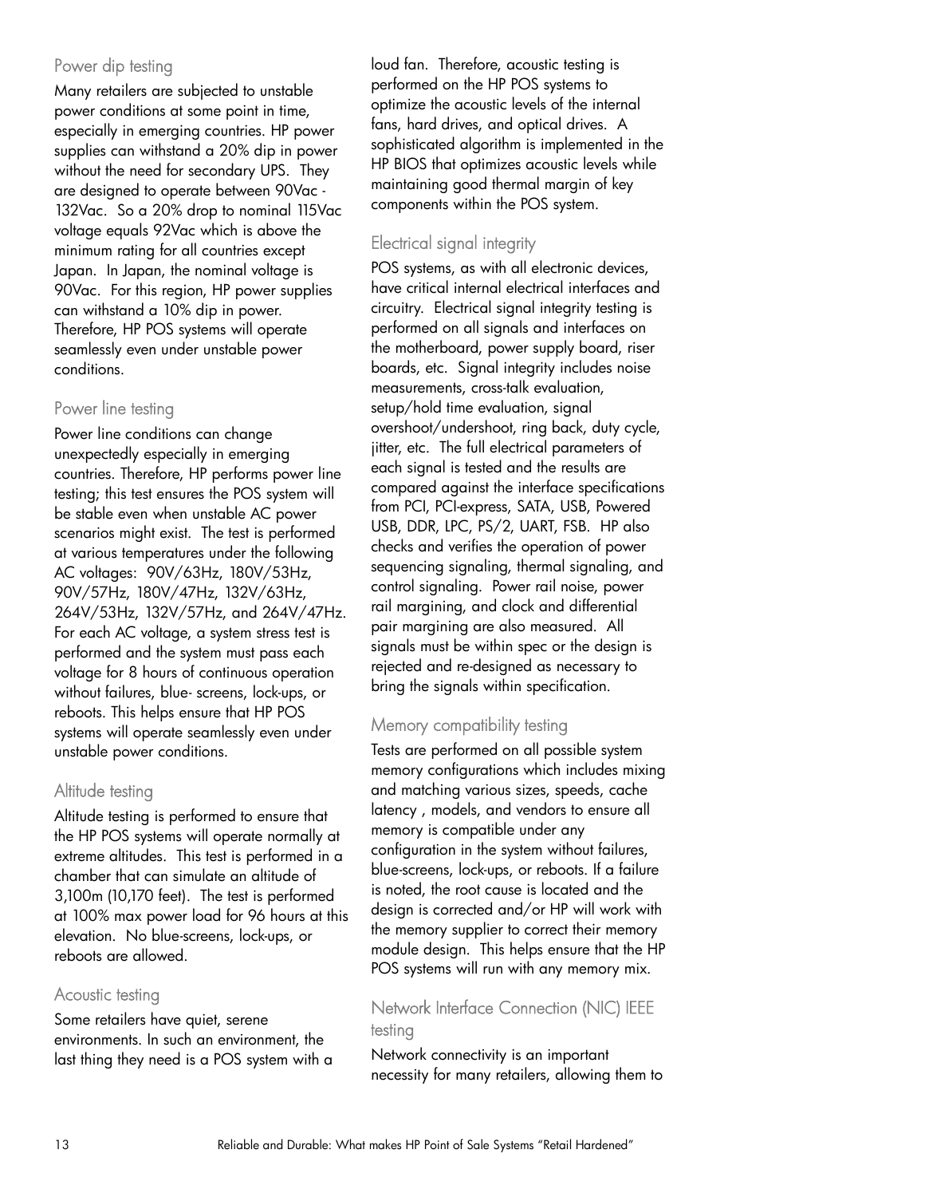## Power dip testing

Many retailers are subjected to unstable power conditions at some point in time, especially in emerging countries. HP power supplies can withstand a 20% dip in power without the need for secondary UPS. They are designed to operate between 90Vac - 132Vac. So a 20% drop to nominal 115Vac voltage equals 92Vac which is above the minimum rating for all countries except Japan. In Japan, the nominal voltage is 90Vac. For this region, HP power supplies can withstand a 10% dip in power. Therefore, HP POS systems will operate seamlessly even under unstable power conditions.

## Power line testing

Power line conditions can change unexpectedly especially in emerging countries. Therefore, HP performs power line testing; this test ensures the POS system will be stable even when unstable AC power scenarios might exist. The test is performed at various temperatures under the following AC voltages: 90V/63Hz, 180V/53Hz, 90V/57Hz, 180V/47Hz, 132V/63Hz, 264V/53Hz, 132V/57Hz, and 264V/47Hz. For each AC voltage, a system stress test is performed and the system must pass each voltage for 8 hours of continuous operation without failures, blue- screens, lock-ups, or reboots. This helps ensure that HP POS systems will operate seamlessly even under unstable power conditions.

## Altitude testing

Altitude testing is performed to ensure that the HP POS systems will operate normally at extreme altitudes. This test is performed in a chamber that can simulate an altitude of 3,100m (10,170 feet). The test is performed at 100% max power load for 96 hours at this elevation. No blue-screens, lock-ups, or reboots are allowed.

## Acoustic testing

Some retailers have quiet, serene environments. In such an environment, the last thing they need is a POS system with a loud fan. Therefore, acoustic testing is performed on the HP POS systems to optimize the acoustic levels of the internal fans, hard drives, and optical drives. A sophisticated algorithm is implemented in the HP BIOS that optimizes acoustic levels while maintaining good thermal margin of key components within the POS system.

## Electrical signal integrity

POS systems, as with all electronic devices, have critical internal electrical interfaces and circuitry. Electrical signal integrity testing is performed on all signals and interfaces on the motherboard, power supply board, riser boards, etc. Signal integrity includes noise measurements, cross-talk evaluation, setup/hold time evaluation, signal overshoot/undershoot, ring back, duty cycle, jitter, etc. The full electrical parameters of each signal is tested and the results are compared against the interface specifications from PCI, PCI-express, SATA, USB, Powered USB, DDR, LPC, PS/2, UART, FSB. HP also checks and verifies the operation of power sequencing signaling, thermal signaling, and control signaling. Power rail noise, power rail margining, and clock and differential pair margining are also measured. All signals must be within spec or the design is rejected and re-designed as necessary to bring the signals within specification.

## Memory compatibility testing

Tests are performed on all possible system memory configurations which includes mixing and matching various sizes, speeds, cache latency , models, and vendors to ensure all memory is compatible under any configuration in the system without failures, blue-screens, lock-ups, or reboots. If a failure is noted, the root cause is located and the design is corrected and/or HP will work with the memory supplier to correct their memory module design. This helps ensure that the HP POS systems will run with any memory mix.

## Network Interface Connection (NIC) IEEE testing

Network connectivity is an important necessity for many retailers, allowing them to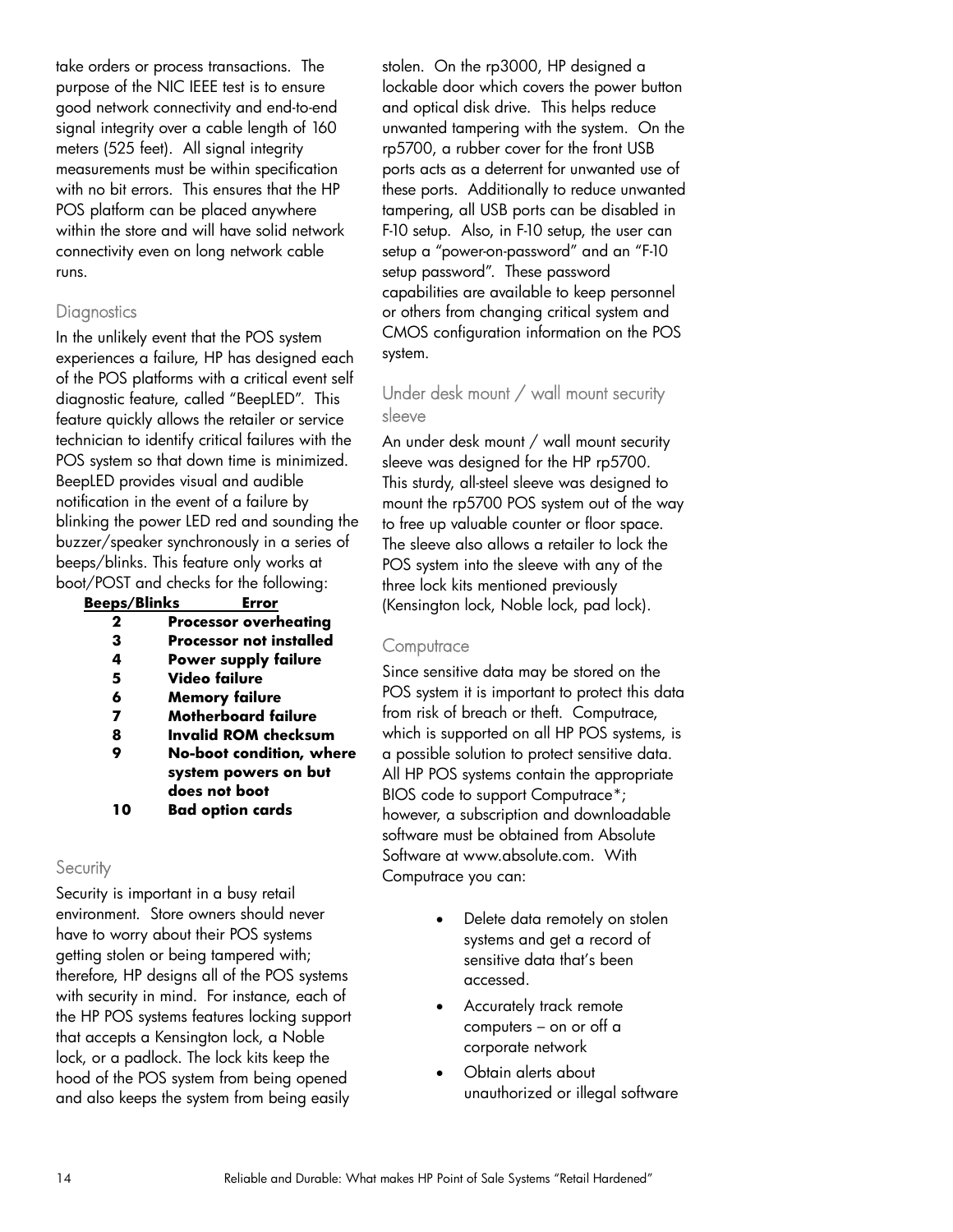take orders or process transactions. The purpose of the NIC IEEE test is to ensure good network connectivity and end-to-end signal integrity over a cable length of 160 meters (525 feet). All signal integrity measurements must be within specification with no bit errors. This ensures that the HP POS platform can be placed anywhere within the store and will have solid network connectivity even on long network cable runs.

## Diagnostics

In the unlikely event that the POS system experiences a failure, HP has designed each of the POS platforms with a critical event self diagnostic feature, called "BeepLED". This feature quickly allows the retailer or service technician to identify critical failures with the POS system so that down time is minimized. BeepLED provides visual and audible notification in the event of a failure by blinking the power LED red and sounding the buzzer/speaker synchronously in a series of beeps/blinks. This feature only works at boot/POST and checks for the following:

| Beeps/Blinks | Error |
|---|---|
| **2** | **Processor overheating** |
| **3** | **Processor not installed** |
| **4** | **Power supply failure** |
| **5** | **Video failure** |
| **6** | **Memory failure** |
| **7** | **Motherboard failure** |
| **8** | **Invalid ROM checksum** |
| **9** | **No-boot condition, where system powers on but does not boot** |
| **10** | **Bad option cards** |

## Security

Security is important in a busy retail environment. Store owners should never have to worry about their POS systems getting stolen or being tampered with; therefore, HP designs all of the POS systems with security in mind. For instance, each of the HP POS systems features locking support that accepts a Kensington lock, a Noble lock, or a padlock. The lock kits keep the hood of the POS system from being opened and also keeps the system from being easily stolen. On the rp3000, HP designed a lockable door which covers the power button and optical disk drive. This helps reduce unwanted tampering with the system. On the rp5700, a rubber cover for the front USB ports acts as a deterrent for unwanted use of these ports. Additionally to reduce unwanted tampering, all USB ports can be disabled in F-10 setup. Also, in F-10 setup, the user can setup a "power-on-password" and an "F-10 setup password". These password capabilities are available to keep personnel or others from changing critical system and CMOS configuration information on the POS system.

## Under desk mount / wall mount security sleeve

An under desk mount / wall mount security sleeve was designed for the HP rp5700. This sturdy, all-steel sleeve was designed to mount the rp5700 POS system out of the way to free up valuable counter or floor space. The sleeve also allows a retailer to lock the POS system into the sleeve with any of the three lock kits mentioned previously (Kensington lock, Noble lock, pad lock).

## Computrace

Since sensitive data may be stored on the POS system it is important to protect this data from risk of breach or theft. Computrace, which is supported on all HP POS systems, is a possible solution to protect sensitive data. All HP POS systems contain the appropriate BIOS code to support Computrace*; however, a subscription and downloadable software must be obtained from Absolute Software at www.absolute.com. With Computrace you can:

- Delete data remotely on stolen systems and get a record of sensitive data that's been accessed.
- Accurately track remote computers – on or off a corporate network
- Obtain alerts about unauthorized or illegal software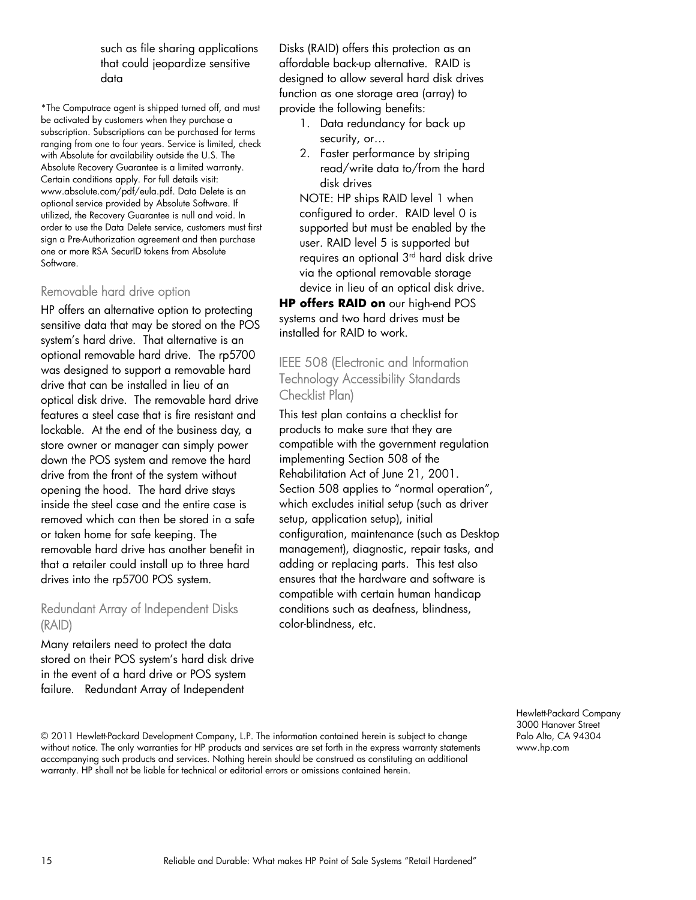such as file sharing applications that could jeopardize sensitive data

*The Computrace agent is shipped turned off, and must be activated by customers when they purchase a subscription. Subscriptions can be purchased for terms ranging from one to four years. Service is limited, check with Absolute for availability outside the U.S. The Absolute Recovery Guarantee is a limited warranty. Certain conditions apply. For full details visit: www.absolute.com/pdf/eula.pdf. Data Delete is an optional service provided by Absolute Software. If utilized, the Recovery Guarantee is null and void. In order to use the Data Delete service, customers must first sign a Pre-Authorization agreement and then purchase one or more RSA SecurID tokens from Absolute Software.

## Removable hard drive option

HP offers an alternative option to protecting sensitive data that may be stored on the POS system's hard drive. That alternative is an optional removable hard drive. The rp5700 was designed to support a removable hard drive that can be installed in lieu of an optical disk drive. The removable hard drive features a steel case that is fire resistant and lockable. At the end of the business day, a store owner or manager can simply power down the POS system and remove the hard drive from the front of the system without opening the hood. The hard drive stays inside the steel case and the entire case is removed which can then be stored in a safe or taken home for safe keeping. The removable hard drive has another benefit in that a retailer could install up to three hard drives into the rp5700 POS system.

## Redundant Array of Independent Disks (RAID)

Many retailers need to protect the data stored on their POS system's hard disk drive in the event of a hard drive or POS system failure. Redundant Array of Independent Disks (RAID) offers this protection as an affordable back-up alternative. RAID is designed to allow several hard disk drives function as one storage area (array) to provide the following benefits:

1. Data redundancy for back up security, or…
2. Faster performance by striping read/write data to/from the hard disk drives

NOTE: HP ships RAID level 1 when configured to order. RAID level 0 is supported but must be enabled by the user. RAID level 5 is supported but requires an optional 3rd hard disk drive via the optional removable storage device in lieu of an optical disk drive.

**HP offers RAID on** our high-end POS systems and two hard drives must be installed for RAID to work.

## IEEE 508 (Electronic and Information Technology Accessibility Standards Checklist Plan)

This test plan contains a checklist for products to make sure that they are compatible with the government regulation implementing Section 508 of the Rehabilitation Act of June 21, 2001. Section 508 applies to "normal operation", which excludes initial setup (such as driver setup, application setup), initial configuration, maintenance (such as Desktop management), diagnostic, repair tasks, and adding or replacing parts. This test also ensures that the hardware and software is compatible with certain human handicap conditions such as deafness, blindness, color-blindness, etc.

© 2011 Hewlett-Packard Development Company, L.P. The information contained herein is subject to change without notice. The only warranties for HP products and services are set forth in the express warranty statements accompanying such products and services. Nothing herein should be construed as constituting an additional warranty. HP shall not be liable for technical or editorial errors or omissions contained herein.

Hewlett-Packard Company
3000 Hanover Street
Palo Alto, CA 94304
www.hp.com